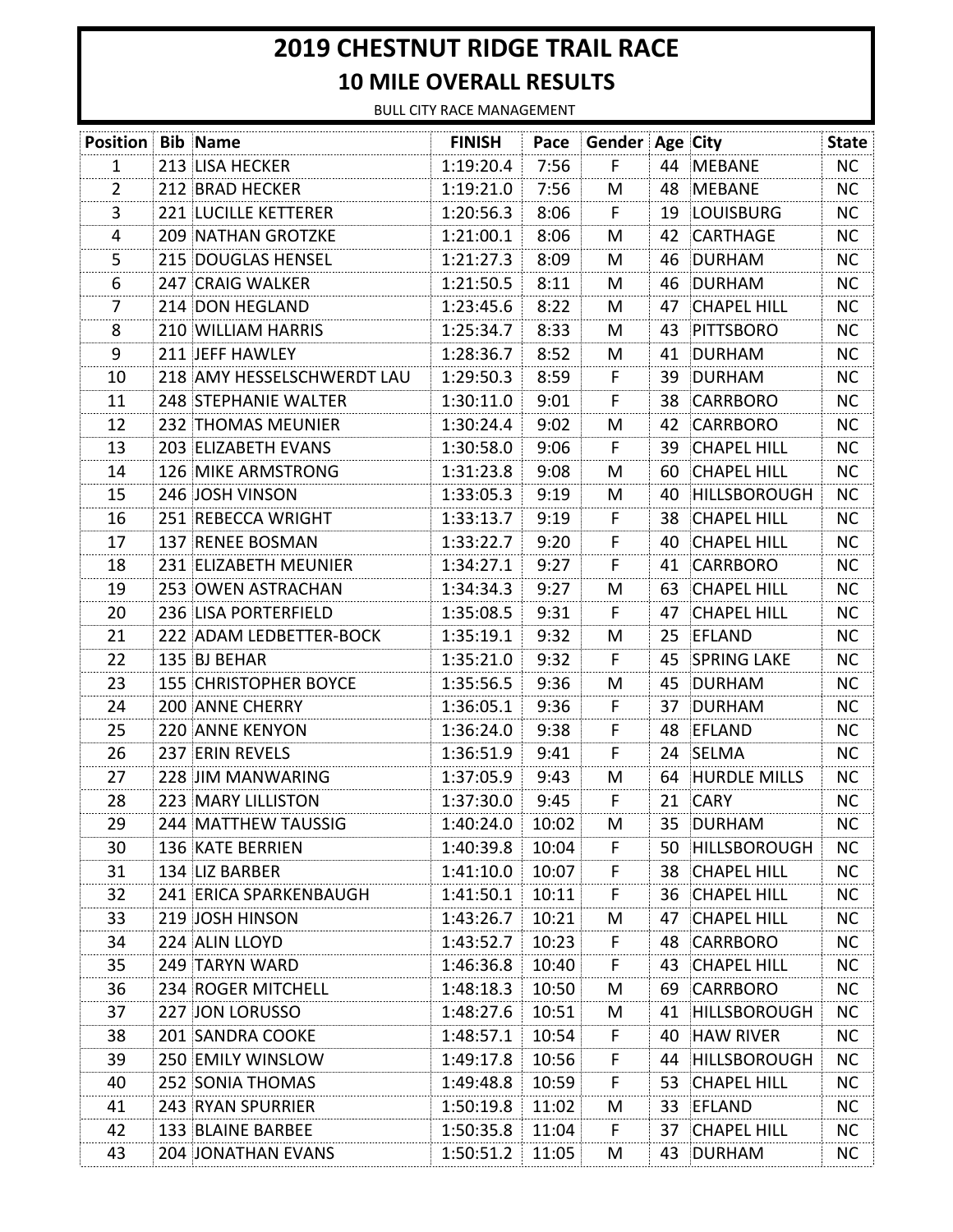# 2019 CHESTNUT RIDGE TRAIL RACE

## 10 MILE OVERALL RESULTS

BULL CITY RACE MANAGEMENT

| Position | Bib | Name | FINISH | Pace | Gender | Age | City | State |
|---|---|---|---|---|---|---|---|---|
| 1 | 213 | LISA HECKER | 1:19:20.4 | 7:56 | F | 44 | MEBANE | NC |
| 2 | 212 | BRAD HECKER | 1:19:21.0 | 7:56 | M | 48 | MEBANE | NC |
| 3 | 221 | LUCILLE KETTERER | 1:20:56.3 | 8:06 | F | 19 | LOUISBURG | NC |
| 4 | 209 | NATHAN GROTZKE | 1:21:00.1 | 8:06 | M | 42 | CARTHAGE | NC |
| 5 | 215 | DOUGLAS HENSEL | 1:21:27.3 | 8:09 | M | 46 | DURHAM | NC |
| 6 | 247 | CRAIG WALKER | 1:21:50.5 | 8:11 | M | 46 | DURHAM | NC |
| 7 | 214 | DON HEGLAND | 1:23:45.6 | 8:22 | M | 47 | CHAPEL HILL | NC |
| 8 | 210 | WILLIAM HARRIS | 1:25:34.7 | 8:33 | M | 43 | PITTSBORO | NC |
| 9 | 211 | JEFF HAWLEY | 1:28:36.7 | 8:52 | M | 41 | DURHAM | NC |
| 10 | 218 | AMY HESSELSCHWERDT LAU | 1:29:50.3 | 8:59 | F | 39 | DURHAM | NC |
| 11 | 248 | STEPHANIE WALTER | 1:30:11.0 | 9:01 | F | 38 | CARRBORO | NC |
| 12 | 232 | THOMAS MEUNIER | 1:30:24.4 | 9:02 | M | 42 | CARRBORO | NC |
| 13 | 203 | ELIZABETH EVANS | 1:30:58.0 | 9:06 | F | 39 | CHAPEL HILL | NC |
| 14 | 126 | MIKE ARMSTRONG | 1:31:23.8 | 9:08 | M | 60 | CHAPEL HILL | NC |
| 15 | 246 | JOSH VINSON | 1:33:05.3 | 9:19 | M | 40 | HILLSBOROUGH | NC |
| 16 | 251 | REBECCA WRIGHT | 1:33:13.7 | 9:19 | F | 38 | CHAPEL HILL | NC |
| 17 | 137 | RENEE BOSMAN | 1:33:22.7 | 9:20 | F | 40 | CHAPEL HILL | NC |
| 18 | 231 | ELIZABETH MEUNIER | 1:34:27.1 | 9:27 | F | 41 | CARRBORO | NC |
| 19 | 253 | OWEN ASTRACHAN | 1:34:34.3 | 9:27 | M | 63 | CHAPEL HILL | NC |
| 20 | 236 | LISA PORTERFIELD | 1:35:08.5 | 9:31 | F | 47 | CHAPEL HILL | NC |
| 21 | 222 | ADAM LEDBETTER-BOCK | 1:35:19.1 | 9:32 | M | 25 | EFLAND | NC |
| 22 | 135 | BJ BEHAR | 1:35:21.0 | 9:32 | F | 45 | SPRING LAKE | NC |
| 23 | 155 | CHRISTOPHER BOYCE | 1:35:56.5 | 9:36 | M | 45 | DURHAM | NC |
| 24 | 200 | ANNE CHERRY | 1:36:05.1 | 9:36 | F | 37 | DURHAM | NC |
| 25 | 220 | ANNE KENYON | 1:36:24.0 | 9:38 | F | 48 | EFLAND | NC |
| 26 | 237 | ERIN REVELS | 1:36:51.9 | 9:41 | F | 24 | SELMA | NC |
| 27 | 228 | JIM MANWARING | 1:37:05.9 | 9:43 | M | 64 | HURDLE MILLS | NC |
| 28 | 223 | MARY LILLISTON | 1:37:30.0 | 9:45 | F | 21 | CARY | NC |
| 29 | 244 | MATTHEW TAUSSIG | 1:40:24.0 | 10:02 | M | 35 | DURHAM | NC |
| 30 | 136 | KATE BERRIEN | 1:40:39.8 | 10:04 | F | 50 | HILLSBOROUGH | NC |
| 31 | 134 | LIZ BARBER | 1:41:10.0 | 10:07 | F | 38 | CHAPEL HILL | NC |
| 32 | 241 | ERICA SPARKENBAUGH | 1:41:50.1 | 10:11 | F | 36 | CHAPEL HILL | NC |
| 33 | 219 | JOSH HINSON | 1:43:26.7 | 10:21 | M | 47 | CHAPEL HILL | NC |
| 34 | 224 | ALIN LLOYD | 1:43:52.7 | 10:23 | F | 48 | CARRBORO | NC |
| 35 | 249 | TARYN WARD | 1:46:36.8 | 10:40 | F | 43 | CHAPEL HILL | NC |
| 36 | 234 | ROGER MITCHELL | 1:48:18.3 | 10:50 | M | 69 | CARRBORO | NC |
| 37 | 227 | JON LORUSSO | 1:48:27.6 | 10:51 | M | 41 | HILLSBOROUGH | NC |
| 38 | 201 | SANDRA COOKE | 1:48:57.1 | 10:54 | F | 40 | HAW RIVER | NC |
| 39 | 250 | EMILY WINSLOW | 1:49:17.8 | 10:56 | F | 44 | HILLSBOROUGH | NC |
| 40 | 252 | SONIA THOMAS | 1:49:48.8 | 10:59 | F | 53 | CHAPEL HILL | NC |
| 41 | 243 | RYAN SPURRIER | 1:50:19.8 | 11:02 | M | 33 | EFLAND | NC |
| 42 | 133 | BLAINE BARBEE | 1:50:35.8 | 11:04 | F | 37 | CHAPEL HILL | NC |
| 43 | 204 | JONATHAN EVANS | 1:50:51.2 | 11:05 | M | 43 | DURHAM | NC |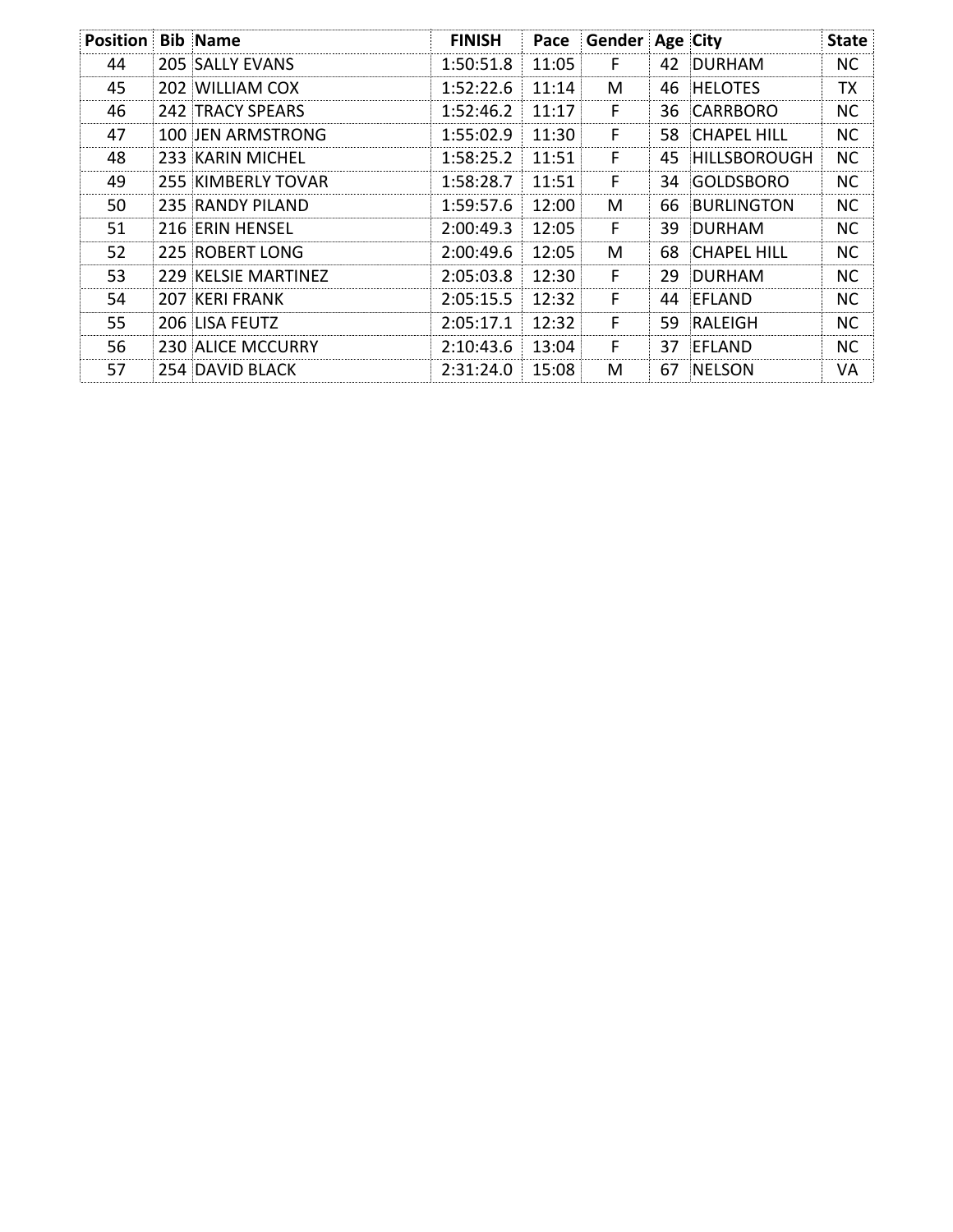| Position | Bib | Name | FINISH | Pace | Gender | Age | City | State |
| --- | --- | --- | --- | --- | --- | --- | --- | --- |
| 44 | 205 | SALLY EVANS | 1:50:51.8 | 11:05 | F | 42 | DURHAM | NC |
| 45 | 202 | WILLIAM COX | 1:52:22.6 | 11:14 | M | 46 | HELOTES | TX |
| 46 | 242 | TRACY SPEARS | 1:52:46.2 | 11:17 | F | 36 | CARRBORO | NC |
| 47 | 100 | JEN ARMSTRONG | 1:55:02.9 | 11:30 | F | 58 | CHAPEL HILL | NC |
| 48 | 233 | KARIN MICHEL | 1:58:25.2 | 11:51 | F | 45 | HILLSBOROUGH | NC |
| 49 | 255 | KIMBERLY TOVAR | 1:58:28.7 | 11:51 | F | 34 | GOLDSBORO | NC |
| 50 | 235 | RANDY PILAND | 1:59:57.6 | 12:00 | M | 66 | BURLINGTON | NC |
| 51 | 216 | ERIN HENSEL | 2:00:49.3 | 12:05 | F | 39 | DURHAM | NC |
| 52 | 225 | ROBERT LONG | 2:00:49.6 | 12:05 | M | 68 | CHAPEL HILL | NC |
| 53 | 229 | KELSIE MARTINEZ | 2:05:03.8 | 12:30 | F | 29 | DURHAM | NC |
| 54 | 207 | KERI FRANK | 2:05:15.5 | 12:32 | F | 44 | EFLAND | NC |
| 55 | 206 | LISA FEUTZ | 2:05:17.1 | 12:32 | F | 59 | RALEIGH | NC |
| 56 | 230 | ALICE MCCURRY | 2:10:43.6 | 13:04 | F | 37 | EFLAND | NC |
| 57 | 254 | DAVID BLACK | 2:31:24.0 | 15:08 | M | 67 | NELSON | VA |